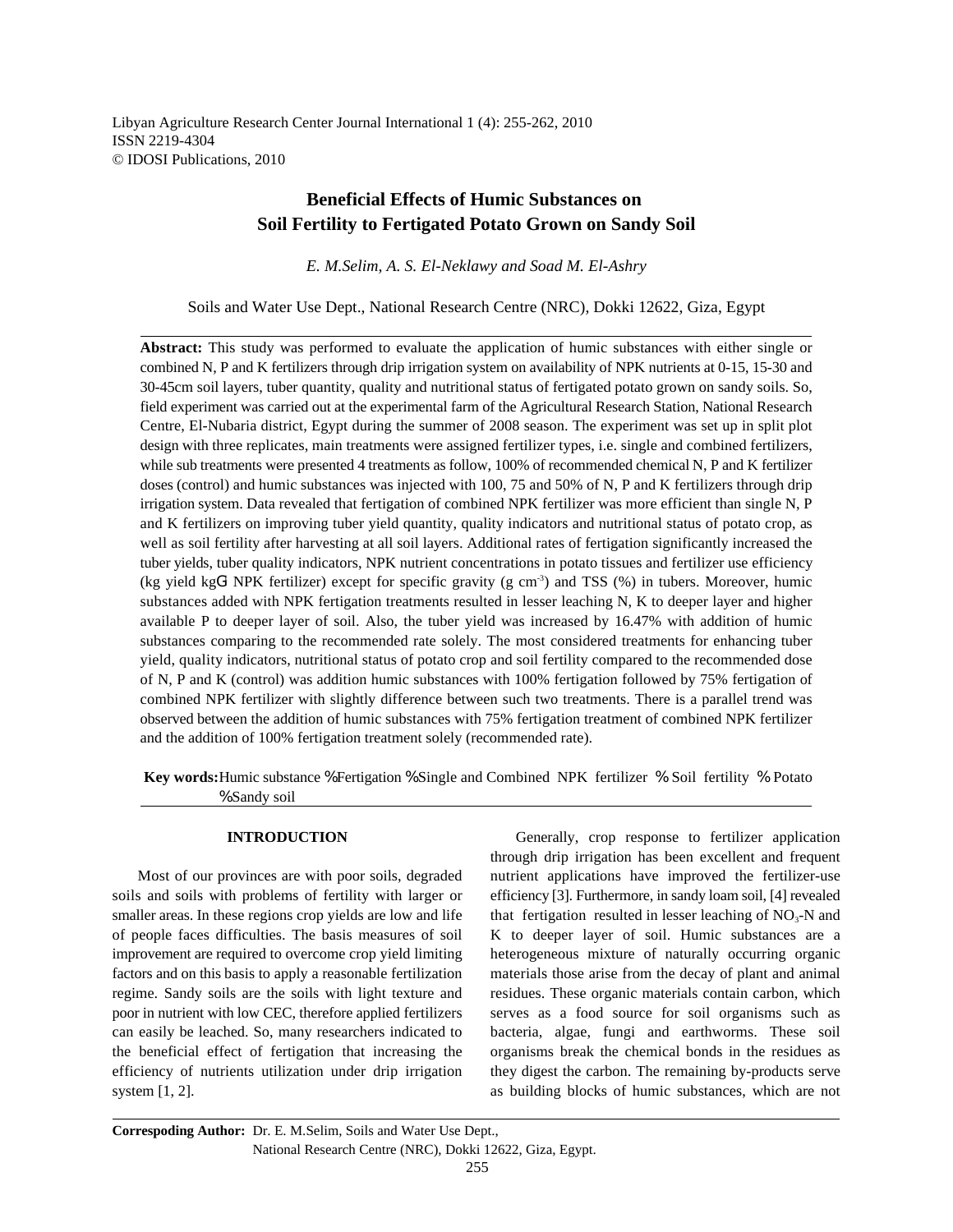# Beneficial Effects of Humic Substances on Soil Fertility to Fertigated Potato Grown on Sandy Soil

*E. M.Selim, A. S. El-Neklawy and Soad M. El-Ashry*

Soils and Water Use Dept., National Research Centre (NRC), Dokki 12622, Giza, Egypt

**Abstract:** This study was performed to evaluate the application of humic substances with either single or combined N, P and K fertilizers through drip irrigation system on availability of NPK nutrients at 0-15, 15-30 and 30-45cm soil layers, tuber quantity, quality and nutritional status of fertigated potato grown on sandy soils. So, field experiment was carried out at the experimental farm of the Agricultural Research Station, National Research Centre, El-Nubaria district, Egypt during the summer of 2008 season. The experiment was set up in split plot design with three replicates, main treatments were assigned fertilizer types, i.e. single and combined fertilizers, while sub treatments were presented 4 treatments as follow, 100% of recommended chemical N, P and K fertilizer doses (control) and humic substances was injected with 100, 75 and 50% of N, P and K fertilizers through drip irrigation system. Data revealed that fertigation of combined NPK fertilizer was more efficient than single N, P and K fertilizers on improving tuber yield quantity, quality indicators and nutritional status of potato crop, as well as soil fertility after harvesting at all soil layers. Additional rates of fertigation significantly increased the tuber yields, tuber quality indicators, NPK nutrient concentrations in potato tissues and fertilizer use efficiency (kg yield kg$^{-1}$ NPK fertilizer) except for specific gravity (g cm$^{-3}$) and TSS (%) in tubers. Moreover, humic substances added with NPK fertigation treatments resulted in lesser leaching N, K to deeper layer and higher available P to deeper layer of soil. Also, the tuber yield was increased by 16.47% with addition of humic substances comparing to the recommended rate solely. The most considered treatments for enhancing tuber yield, quality indicators, nutritional status of potato crop and soil fertility compared to the recommended dose of N, P and K (control) was addition humic substances with 100% fertigation followed by 75% fertigation of combined NPK fertilizer with slightly difference between such two treatments. There is a parallel trend was observed between the addition of humic substances with 75% fertigation treatment of combined NPK fertilizer and the addition of 100% fertigation treatment solely (recommended rate).

**Key words:** Humic substance · Fertigation · Single and Combined NPK fertilizer · Soil fertility · Potato · Sandy soil

## INTRODUCTION

Most of our provinces are with poor soils, degraded soils and soils with problems of fertility with larger or smaller areas. In these regions crop yields are low and life of people faces difficulties. The basis measures of soil improvement are required to overcome crop yield limiting factors and on this basis to apply a reasonable fertilization regime. Sandy soils are the soils with light texture and poor in nutrient with low CEC, therefore applied fertilizers can easily be leached. So, many researchers indicated to the beneficial effect of fertigation that increasing the efficiency of nutrients utilization under drip irrigation system [1, 2].

Generally, crop response to fertilizer application through drip irrigation has been excellent and frequent nutrient applications have improved the fertilizer-use efficiency [3]. Furthermore, in sandy loam soil, [4] revealed that fertigation resulted in lesser leaching of $NO_3$-N and K to deeper layer of soil. Humic substances are a heterogeneous mixture of naturally occurring organic materials those arise from the decay of plant and animal residues. These organic materials contain carbon, which serves as a food source for soil organisms such as bacteria, algae, fungi and earthworms. These soil organisms break the chemical bonds in the residues as they digest the carbon. The remaining by-products serve as building blocks of humic substances, which are not

**Correspoding Author:** Dr. E. M.Selim, Soils and Water Use Dept., National Research Centre (NRC), Dokki 12622, Giza, Egypt.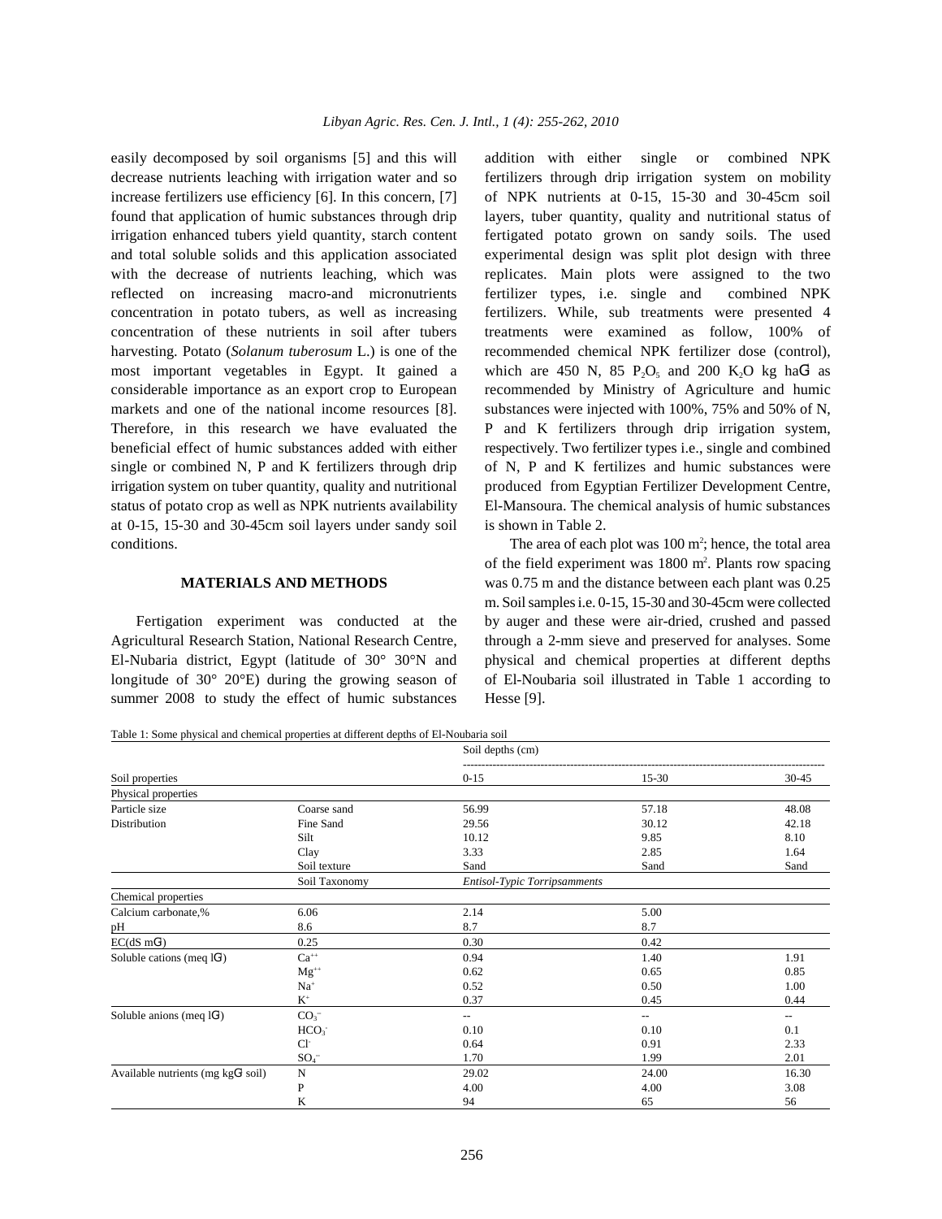easily decomposed by soil organisms [5] and this will decrease nutrients leaching with irrigation water and so increase fertilizers use efficiency [6]. In this concern, [7] found that application of humic substances through drip irrigation enhanced tubers yield quantity, starch content and total soluble solids and this application associated with the decrease of nutrients leaching, which was reflected on increasing macro-and micronutrients concentration in potato tubers, as well as increasing concentration of these nutrients in soil after tubers harvesting. Potato (*Solanum tuberosum* L.) is one of the most important vegetables in Egypt. It gained a considerable importance as an export crop to European markets and one of the national income resources [8]. Therefore, in this research we have evaluated the beneficial effect of humic substances added with either single or combined N, P and K fertilizers through drip irrigation system on tuber quantity, quality and nutritional status of potato crop as well as NPK nutrients availability at 0-15, 15-30 and 30-45cm soil layers under sandy soil conditions.

## MATERIALS AND METHODS

Fertigation experiment was conducted at the Agricultural Research Station, National Research Centre, El-Nubaria district, Egypt (latitude of 30° 30°N and longitude of 30° 20°E) during the growing season of summer 2008 to study the effect of humic substances addition with either single or combined NPK fertilizers through drip irrigation system on mobility of NPK nutrients at 0-15, 15-30 and 30-45cm soil layers, tuber quantity, quality and nutritional status of fertigated potato grown on sandy soils. The used experimental design was split plot design with three replicates. Main plots were assigned to the two fertilizer types, i.e. single and combined NPK fertilizers. While, sub treatments were presented 4 treatments were examined as follow, 100% of recommended chemical NPK fertilizer dose (control), which are 450 N, 85 $P_2O_5$ and 200 $K_2O$ kg $ha^{-1}$ as recommended by Ministry of Agriculture and humic substances were injected with 100%, 75% and 50% of N, P and K fertilizers through drip irrigation system, respectively. Two fertilizer types i.e., single and combined of N, P and K fertilizes and humic substances were produced from Egyptian Fertilizer Development Centre, El-Mansoura. The chemical analysis of humic substances is shown in Table 2.

The area of each plot was 100 $m^2$; hence, the total area of the field experiment was 1800 $m^2$. Plants row spacing was 0.75 m and the distance between each plant was 0.25 m. Soil samples i.e. 0-15, 15-30 and 30-45cm were collected by auger and these were air-dried, crushed and passed through a 2-mm sieve and preserved for analyses. Some physical and chemical properties at different depths of El-Noubaria soil illustrated in Table 1 according to Hesse [9].

Table 1: Some physical and chemical properties at different depths of El-Noubaria soil

| Soil properties | | Soil depths (cm) 0-15 | 15-30 | 30-45 |
|---|---|---|---|---|
| Physical properties | | | | |
| Particle size | Coarse sand | 56.99 | 57.18 | 48.08 |
| Distribution | Fine Sand | 29.56 | 30.12 | 42.18 |
| | Silt | 10.12 | 9.85 | 8.10 |
| | Clay | 3.33 | 2.85 | 1.64 |
| | Soil texture | Sand | Sand | Sand |
| | Soil Taxonomy | *Entisol-Typic Torripsamments* | | |
| Chemical properties | | | | |
| Calcium carbonate,% | 6.06 | 2.14 | 5.00 | |
| pH | 8.6 | 8.7 | 8.7 | |
| EC(dS $m^{-1}$) | 0.25 | 0.30 | 0.42 | |
| Soluble cations (meq $l^{-1}$) | $Ca^{++}$ | 0.94 | 1.40 | 1.91 |
| | $Mg^{++}$ | 0.62 | 0.65 | 0.85 |
| | $Na^{+}$ | 0.52 | 0.50 | 1.00 |
| | $K^{+}$ | 0.37 | 0.45 | 0.44 |
| Soluble anions (meq $l^{-1}$) | $CO_3^{=}$ | -- | -- | -- |
| | $HCO_3^{-}$ | 0.10 | 0.10 | 0.1 |
| | $Cl^{-}$ | 0.64 | 0.91 | 2.33 |
| | $SO_4^{=}$ | 1.70 | 1.99 | 2.01 |
| Available nutrients (mg $kg^{-1}$ soil) | N | 29.02 | 24.00 | 16.30 |
| | P | 4.00 | 4.00 | 3.08 |
| | K | 94 | 65 | 56 |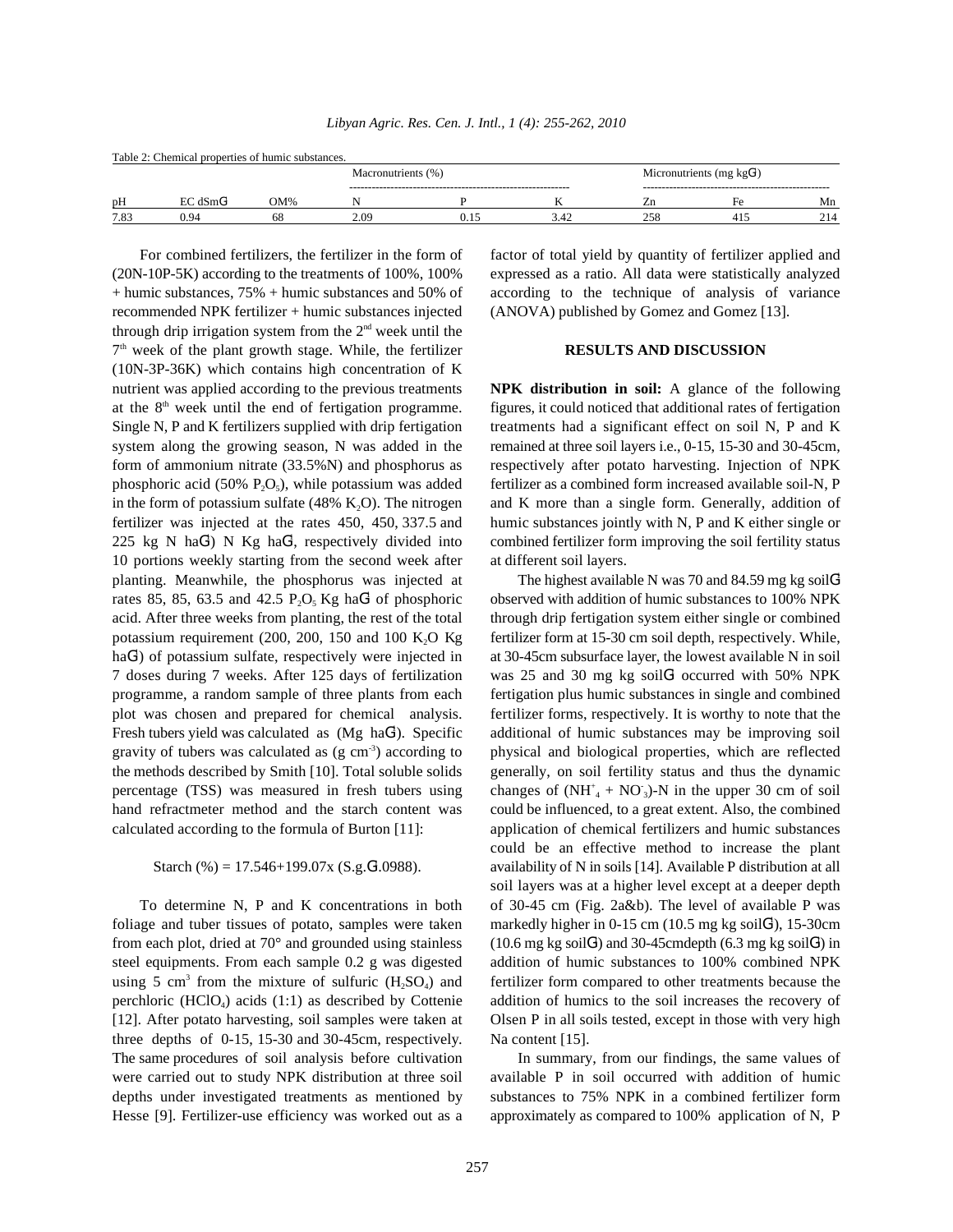Table 2: Chemical properties of humic substances.

| pH | EC dSm$^{-1}$ | OM% | Macronutrients (%) | | | Micronutrients (mg kg$^{-1}$) | | |
|---|---|---|---|---|---|---|---|---|
| | | | N | P | K | Zn | Fe | Mn |
| 7.83 | 0.94 | 68 | 2.09 | 0.15 | 3.42 | 258 | 415 | 214 |

For combined fertilizers, the fertilizer in the form of (20N-10P-5K) according to the treatments of 100%, 100% + humic substances, 75% + humic substances and 50% of recommended NPK fertilizer + humic substances injected through drip irrigation system from the 2$^{nd}$ week until the 7$^{th}$ week of the plant growth stage. While, the fertilizer (10N-3P-36K) which contains high concentration of K nutrient was applied according to the previous treatments at the 8$^{th}$ week until the end of fertigation programme. Single N, P and K fertilizers supplied with drip fertigation system along the growing season, N was added in the form of ammonium nitrate (33.5%N) and phosphorus as phosphoric acid (50% $P_2O_5$), while potassium was added in the form of potassium sulfate (48% $K_2O$). The nitrogen fertilizer was injected at the rates 450, 450, 337.5 and 225 kg N ha$^{-1}$) N Kg ha$^{-1}$, respectively divided into 10 portions weekly starting from the second week after planting. Meanwhile, the phosphorus was injected at rates 85, 85, 63.5 and 42.5 $P_2O_5$ Kg ha$^{-1}$ of phosphoric acid. After three weeks from planting, the rest of the total potassium requirement (200, 200, 150 and 100 $K_2O$ Kg ha$^{-1}$) of potassium sulfate, respectively were injected in 7 doses during 7 weeks. After 125 days of fertilization programme, a random sample of three plants from each plot was chosen and prepared for chemical analysis. Fresh tubers yield was calculated as (Mg ha$^{-1}$). Specific gravity of tubers was calculated as (g cm$^{-3}$) according to the methods described by Smith [10]. Total soluble solids percentage (TSS) was measured in fresh tubers using hand refractmeter method and the starch content was calculated according to the formula of Burton [11]:

$$\text{Starch (\%)} = 17.546+199.07x \text{ (S.g.}-1.0988\text{)}.$$

To determine N, P and K concentrations in both foliage and tuber tissues of potato, samples were taken from each plot, dried at 70° and grounded using stainless steel equipments. From each sample 0.2 g was digested using 5 cm$^3$ from the mixture of sulfuric ($H_2SO_4$) and perchloric ($HClO_4$) acids (1:1) as described by Cottenie [12]. After potato harvesting, soil samples were taken at three depths of 0-15, 15-30 and 30-45cm, respectively. The same procedures of soil analysis before cultivation were carried out to study NPK distribution at three soil depths under investigated treatments as mentioned by Hesse [9]. Fertilizer-use efficiency was worked out as a factor of total yield by quantity of fertilizer applied and expressed as a ratio. All data were statistically analyzed according to the technique of analysis of variance (ANOVA) published by Gomez and Gomez [13].

## RESULTS AND DISCUSSION

**NPK distribution in soil:** A glance of the following figures, it could noticed that additional rates of fertigation treatments had a significant effect on soil N, P and K remained at three soil layers i.e., 0-15, 15-30 and 30-45cm, respectively after potato harvesting. Injection of NPK fertilizer as a combined form increased available soil-N, P and K more than a single form. Generally, addition of humic substances jointly with N, P and K either single or combined fertilizer form improving the soil fertility status at different soil layers.

The highest available N was 70 and 84.59 mg kg soil$^{-1}$ observed with addition of humic substances to 100% NPK through drip fertigation system either single or combined fertilizer form at 15-30 cm soil depth, respectively. While, at 30-45cm subsurface layer, the lowest available N in soil was 25 and 30 mg kg soil$^{-1}$ occurred with 50% NPK fertigation plus humic substances in single and combined fertilizer forms, respectively. It is worthy to note that the additional of humic substances may be improving soil physical and biological properties, which are reflected generally, on soil fertility status and thus the dynamic changes of ($NH_4^+$ + $NO_3^-$)-N in the upper 30 cm of soil could be influenced, to a great extent. Also, the combined application of chemical fertilizers and humic substances could be an effective method to increase the plant availability of N in soils [14]. Available P distribution at all soil layers was at a higher level except at a deeper depth of 30-45 cm (Fig. 2a&b). The level of available P was markedly higher in 0-15 cm (10.5 mg kg soil$^{-1}$), 15-30cm (10.6 mg kg soil$^{-1}$) and 30-45cmdepth (6.3 mg kg soil$^{-1}$) in addition of humic substances to 100% combined NPK fertilizer form compared to other treatments because the addition of humics to the soil increases the recovery of Olsen P in all soils tested, except in those with very high Na content [15].

In summary, from our findings, the same values of available P in soil occurred with addition of humic substances to 75% NPK in a combined fertilizer form approximately as compared to 100% application of N, P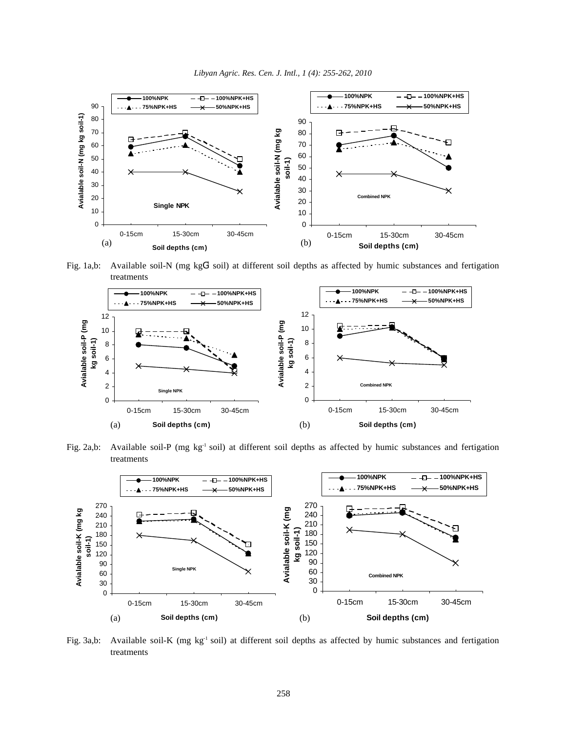Fig. 1a,b: Available soil-N (mg kg$^{-1}$ soil) at different soil depths as affected by humic substances and fertigation treatments

Fig. 2a,b: Available soil-P (mg kg$^{-1}$ soil) at different soil depths as affected by humic substances and fertigation treatments

Fig. 3a,b: Available soil-K (mg kg$^{-1}$ soil) at different soil depths as affected by humic substances and fertigation treatments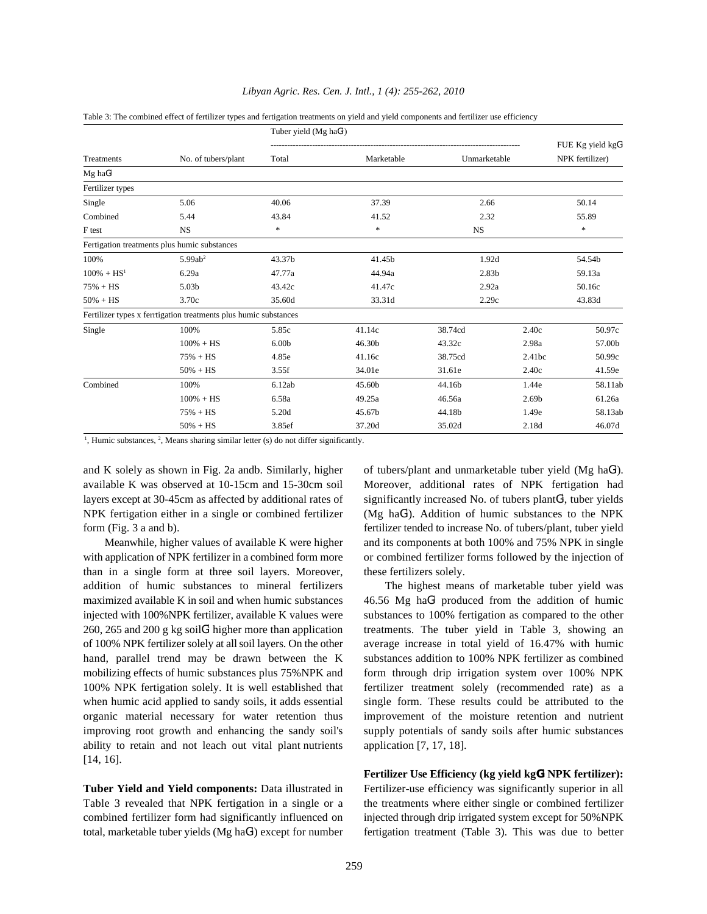Table 3: The combined effect of fertilizer types and fertigation treatments on yield and yield components and fertilizer use efficiency

| Treatments | | No. of tubers/plant | Tuber yield (Mg ha$^{-1}$) Total | Marketable | Unmarketable | FUE Kg yield kg$^{-1}$ NPK fertilizer) |
|---|---|---|---|---|---|---|
| Mg ha$^{-1}$ | | | | | | |
| Fertilizer types | | | | | | |
| Single | | 5.06 | 40.06 | 37.39 | 2.66 | 50.14 |
| Combined | | 5.44 | 43.84 | 41.52 | 2.32 | 55.89 |
| F test | | NS | * | * | NS | * |
| Fertigation treatments plus humic substances | | | | | | |
| 100% | | 5.99ab[2] | 43.37b | 41.45b | 1.92d | 54.54b |
| 100% + HS[1] | | 6.29a | 47.77a | 44.94a | 2.83b | 59.13a |
| 75% + HS | | 5.03b | 43.42c | 41.47c | 2.92a | 50.16c |
| 50% + HS | | 3.70c | 35.60d | 33.31d | 2.29c | 43.83d |
| Fertilizer types x ferrtigation treatments plus humic substances | | | | | | |
| Single | 100% | 5.85c | 41.14c | 38.74cd | 2.40c | 50.97c |
| | 100% + HS | 6.00b | 46.30b | 43.32c | 2.98a | 57.00b |
| | 75% + HS | 4.85e | 41.16c | 38.75cd | 2.41bc | 50.99c |
| | 50% + HS | 3.55f | 34.01e | 31.61e | 2.40c | 41.59e |
| Combined | 100% | 6.12ab | 45.60b | 44.16b | 1.44e | 58.11ab |
| | 100% + HS | 6.58a | 49.25a | 46.56a | 2.69b | 61.26a |
| | 75% + HS | 5.20d | 45.67b | 44.18b | 1.49e | 58.13ab |
| | 50% + HS | 3.85ef | 37.20d | 35.02d | 2.18d | 46.07d |

[1], Humic substances, [2], Means sharing similar letter (s) do not differ significantly.

and K solely as shown in Fig. 2a andb. Similarly, higher available K was observed at 10-15cm and 15-30cm soil layers except at 30-45cm as affected by additional rates of NPK fertigation either in a single or combined fertilizer form (Fig. 3 a and b).

Meanwhile, higher values of available K were higher with application of NPK fertilizer in a combined form more than in a single form at three soil layers. Moreover, addition of humic substances to mineral fertilizers maximized available K in soil and when humic substances injected with 100%NPK fertilizer, available K values were 260, 265 and 200 g kg soil$^{-1}$ higher more than application of 100% NPK fertilizer solely at all soil layers. On the other hand, parallel trend may be drawn between the K mobilizing effects of humic substances plus 75%NPK and 100% NPK fertigation solely. It is well established that when humic acid applied to sandy soils, it adds essential organic material necessary for water retention thus improving root growth and enhancing the sandy soil's ability to retain and not leach out vital plant nutrients [14, 16].

**Tuber Yield and Yield components:** Data illustrated in Table 3 revealed that NPK fertigation in a single or a combined fertilizer form had significantly influenced on total, marketable tuber yields (Mg ha$^{-1}$) except for number of tubers/plant and unmarketable tuber yield (Mg ha$^{-1}$). Moreover, additional rates of NPK fertigation had significantly increased No. of tubers plant$^{-1}$, tuber yields (Mg ha$^{-1}$). Addition of humic substances to the NPK fertilizer tended to increase No. of tubers/plant, tuber yield and its components at both 100% and 75% NPK in single or combined fertilizer forms followed by the injection of these fertilizers solely.

The highest means of marketable tuber yield was 46.56 Mg ha$^{-1}$ produced from the addition of humic substances to 100% fertigation as compared to the other treatments. The tuber yield in Table 3, showing an average increase in total yield of 16.47% with humic substances addition to 100% NPK fertilizer as combined form through drip irrigation system over 100% NPK fertilizer treatment solely (recommended rate) as a single form. These results could be attributed to the improvement of the moisture retention and nutrient supply potentials of sandy soils after humic substances application [7, 17, 18].

**Fertilizer Use Efficiency (kg yield kg$^{-1}$ NPK fertilizer):** Fertilizer-use efficiency was significantly superior in all the treatments where either single or combined fertilizer injected through drip irrigated system except for 50%NPK fertigation treatment (Table 3). This was due to better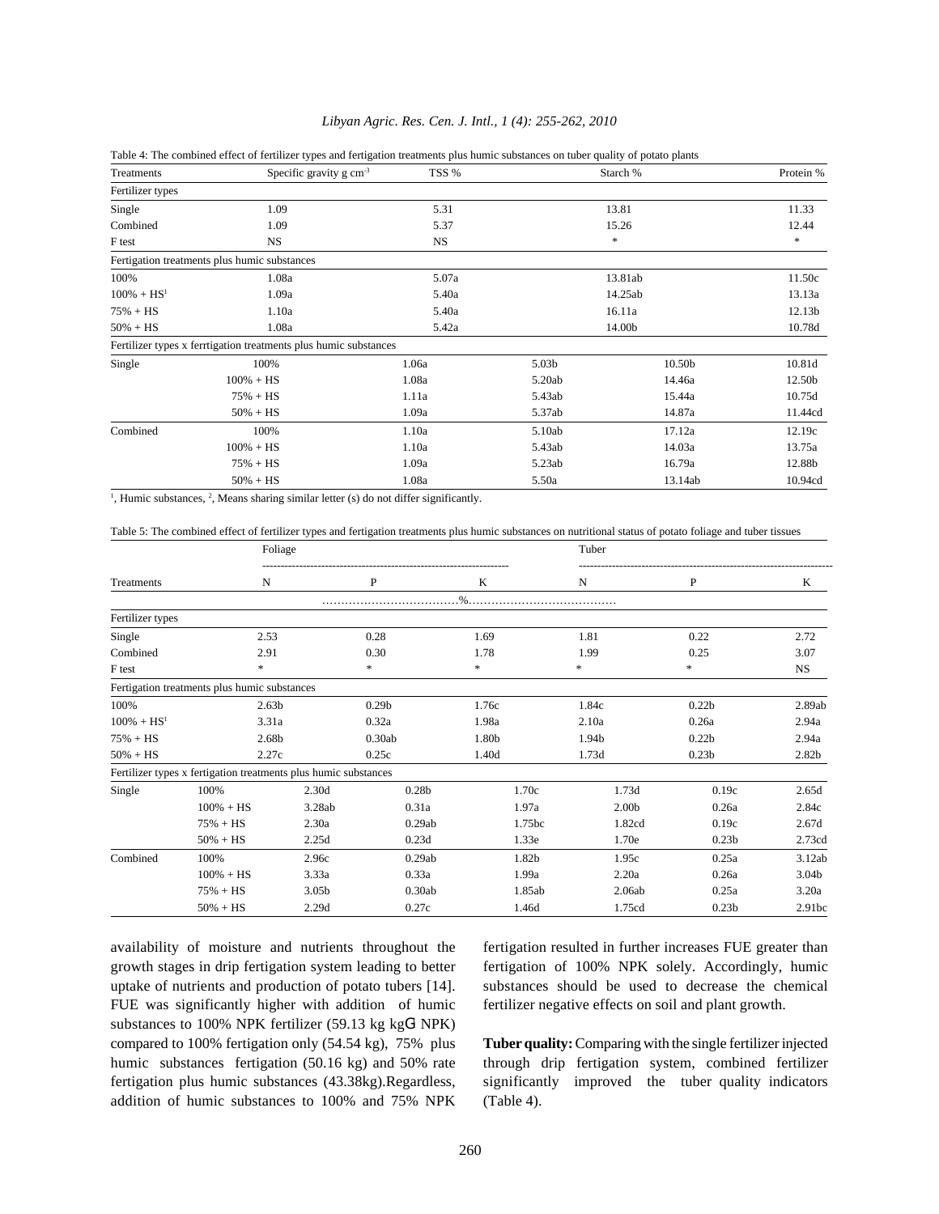Table 4: The combined effect of fertilizer types and fertigation treatments plus humic substances on tuber quality of potato plants

| Treatments | | Specific gravity g $cm^{-3}$ | TSS % | Starch % | Protein % |
|---|---|---|---|---|---|
| Fertilizer types | | | | | |
| Single | | 1.09 | 5.31 | 13.81 | 11.33 |
| Combined | | 1.09 | 5.37 | 15.26 | 12.44 |
| F test | | NS | NS | * | * |
| Fertigation treatments plus humic substances | | | | | |
| 100% | | 1.08a | 5.07a | 13.81ab | 11.50c |
| 100% + HS[1] | | 1.09a | 5.40a | 14.25ab | 13.13a |
| 75% + HS | | 1.10a | 5.40a | 16.11a | 12.13b |
| 50% + HS | | 1.08a | 5.42a | 14.00b | 10.78d |
| Fertilizer types x ferrtigation treatments plus humic substances | | | | | |
| Single | 100% | 1.06a | 5.03b | 10.50b | 10.81d |
| | 100% + HS | 1.08a | 5.20ab | 14.46a | 12.50b |
| | 75% + HS | 1.11a | 5.43ab | 15.44a | 10.75d |
| | 50% + HS | 1.09a | 5.37ab | 14.87a | 11.44cd |
| Combined | 100% | 1.10a | 5.10ab | 17.12a | 12.19c |
| | 100% + HS | 1.10a | 5.43ab | 14.03a | 13.75a |
| | 75% + HS | 1.09a | 5.23ab | 16.79a | 12.88b |
| | 50% + HS | 1.08a | 5.50a | 13.14ab | 10.94cd |

[1], Humic substances, [2], Means sharing similar letter (s) do not differ significantly.

Table 5: The combined effect of fertilizer types and fertigation treatments plus humic substances on nutritional status of potato foliage and tuber tissues

| | | Foliage | | | Tuber | | |
|---|---|---|---|---|---|---|---|
| Treatments | | N | P | K | N | P | K |
| | | ……………%…………… | | | | | |
| Fertilizer types | | | | | | | |
| Single | | 2.53 | 0.28 | 1.69 | 1.81 | 0.22 | 2.72 |
| Combined | | 2.91 | 0.30 | 1.78 | 1.99 | 0.25 | 3.07 |
| F test | | * | * | * | * | * | NS |
| Fertigation treatments plus humic substances | | | | | | | |
| 100% | | 2.63b | 0.29b | 1.76c | 1.84c | 0.22b | 2.89ab |
| 100% + HS[1] | | 3.31a | 0.32a | 1.98a | 2.10a | 0.26a | 2.94a |
| 75% + HS | | 2.68b | 0.30ab | 1.80b | 1.94b | 0.22b | 2.94a |
| 50% + HS | | 2.27c | 0.25c | 1.40d | 1.73d | 0.23b | 2.82b |
| Fertilizer types x fertigation treatments plus humic substances | | | | | | | |
| Single | 100% | 2.30d | 0.28b | 1.70c | 1.73d | 0.19c | 2.65d |
| | 100% + HS | 3.28ab | 0.31a | 1.97a | 2.00b | 0.26a | 2.84c |
| | 75% + HS | 2.30a | 0.29ab | 1.75bc | 1.82cd | 0.19c | 2.67d |
| | 50% + HS | 2.25d | 0.23d | 1.33e | 1.70e | 0.23b | 2.73cd |
| Combined | 100% | 2.96c | 0.29ab | 1.82b | 1.95c | 0.25a | 3.12ab |
| | 100% + HS | 3.33a | 0.33a | 1.99a | 2.20a | 0.26a | 3.04b |
| | 75% + HS | 3.05b | 0.30ab | 1.85ab | 2.06ab | 0.25a | 3.20a |
| | 50% + HS | 2.29d | 0.27c | 1.46d | 1.75cd | 0.23b | 2.91bc |

availability of moisture and nutrients throughout the growth stages in drip fertigation system leading to better uptake of nutrients and production of potato tubers [14]. FUE was significantly higher with addition of humic substances to 100% NPK fertilizer (59.13 kg $kg^{-1}$ NPK) compared to 100% fertigation only (54.54 kg), 75% plus humic substances fertigation (50.16 kg) and 50% rate fertigation plus humic substances (43.38kg).Regardless, addition of humic substances to 100% and 75% NPK fertigation resulted in further increases FUE greater than fertigation of 100% NPK solely. Accordingly, humic substances should be used to decrease the chemical fertilizer negative effects on soil and plant growth.

**Tuber quality:** Comparing with the single fertilizer injected through drip fertigation system, combined fertilizer significantly improved the tuber quality indicators (Table 4).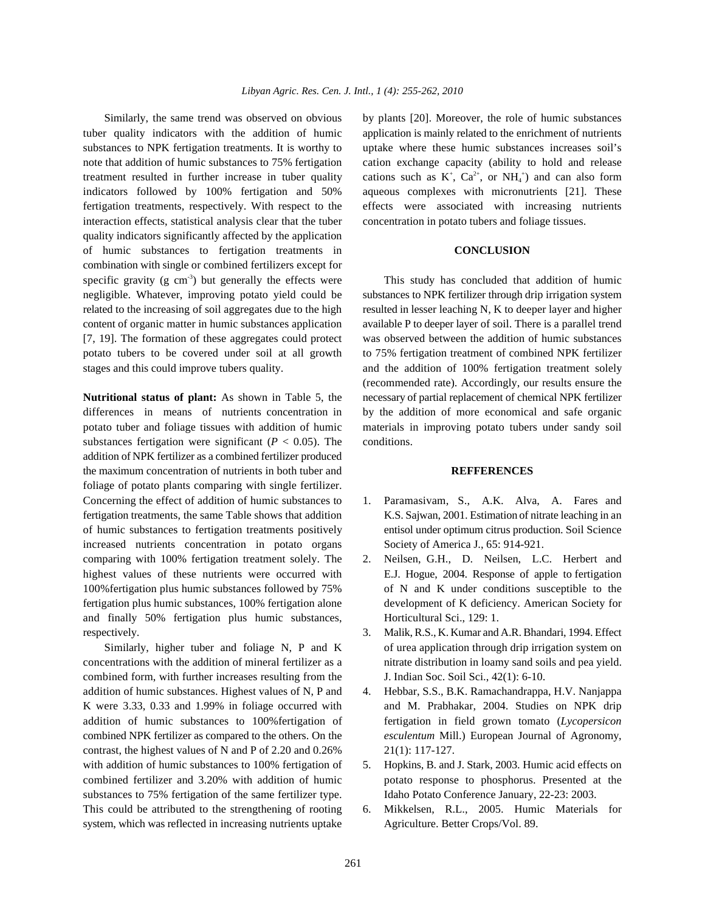Similarly, the same trend was observed on obvious tuber quality indicators with the addition of humic substances to NPK fertigation treatments. It is worthy to note that addition of humic substances to 75% fertigation treatment resulted in further increase in tuber quality indicators followed by 100% fertigation and 50% fertigation treatments, respectively. With respect to the interaction effects, statistical analysis clear that the tuber quality indicators significantly affected by the application of humic substances to fertigation treatments in combination with single or combined fertilizers except for specific gravity (g $cm^{-3}$) but generally the effects were negligible. Whatever, improving potato yield could be related to the increasing of soil aggregates due to the high content of organic matter in humic substances application [7, 19]. The formation of these aggregates could protect potato tubers to be covered under soil at all growth stages and this could improve tubers quality.

**Nutritional status of plant:** As shown in Table 5, the differences in means of nutrients concentration in potato tuber and foliage tissues with addition of humic substances fertigation were significant ($P < 0.05$). The addition of NPK fertilizer as a combined fertilizer produced the maximum concentration of nutrients in both tuber and foliage of potato plants comparing with single fertilizer. Concerning the effect of addition of humic substances to fertigation treatments, the same Table shows that addition of humic substances to fertigation treatments positively increased nutrients concentration in potato organs comparing with 100% fertigation treatment solely. The highest values of these nutrients were occurred with 100%fertigation plus humic substances followed by 75% fertigation plus humic substances, 100% fertigation alone and finally 50% fertigation plus humic substances, respectively.

Similarly, higher tuber and foliage N, P and K concentrations with the addition of mineral fertilizer as a combined form, with further increases resulting from the addition of humic substances. Highest values of N, P and K were 3.33, 0.33 and 1.99% in foliage occurred with addition of humic substances to 100%fertigation of combined NPK fertilizer as compared to the others. On the contrast, the highest values of N and P of 2.20 and 0.26% with addition of humic substances to 100% fertigation of combined fertilizer and 3.20% with addition of humic substances to 75% fertigation of the same fertilizer type. This could be attributed to the strengthening of rooting system, which was reflected in increasing nutrients uptake by plants [20]. Moreover, the role of humic substances application is mainly related to the enrichment of nutrients uptake where these humic substances increases soil's cation exchange capacity (ability to hold and release cations such as $K^{+}$, $Ca^{2+}$, or $NH_4^{+}$) and can also form aqueous complexes with micronutrients [21]. These effects were associated with increasing nutrients concentration in potato tubers and foliage tissues.

## CONCLUSION

This study has concluded that addition of humic substances to NPK fertilizer through drip irrigation system resulted in lesser leaching N, K to deeper layer and higher available P to deeper layer of soil. There is a parallel trend was observed between the addition of humic substances to 75% fertigation treatment of combined NPK fertilizer and the addition of 100% fertigation treatment solely (recommended rate). Accordingly, our results ensure the necessary of partial replacement of chemical NPK fertilizer by the addition of more economical and safe organic materials in improving potato tubers under sandy soil conditions.

## REFFERENCES

1. Paramasivam, S., A.K. Alva, A. Fares and K.S. Sajwan, 2001. Estimation of nitrate leaching in an entisol under optimum citrus production. Soil Science Society of America J., 65: 914-921.
2. Neilsen, G.H., D. Neilsen, L.C. Herbert and E.J. Hogue, 2004. Response of apple to fertigation of N and K under conditions susceptible to the development of K deficiency. American Society for Horticultural Sci., 129: 1.
3. Malik, R.S., K. Kumar and A.R. Bhandari, 1994. Effect of urea application through drip irrigation system on nitrate distribution in loamy sand soils and pea yield. J. Indian Soc. Soil Sci., 42(1): 6-10.
4. Hebbar, S.S., B.K. Ramachandrappa, H.V. Nanjappa and M. Prabhakar, 2004. Studies on NPK drip fertigation in field grown tomato (*Lycopersicon esculentum* Mill.) European Journal of Agronomy, 21(1): 117-127.
5. Hopkins, B. and J. Stark, 2003. Humic acid effects on potato response to phosphorus. Presented at the Idaho Potato Conference January, 22-23: 2003.
6. Mikkelsen, R.L., 2005. Humic Materials for Agriculture. Better Crops/Vol. 89.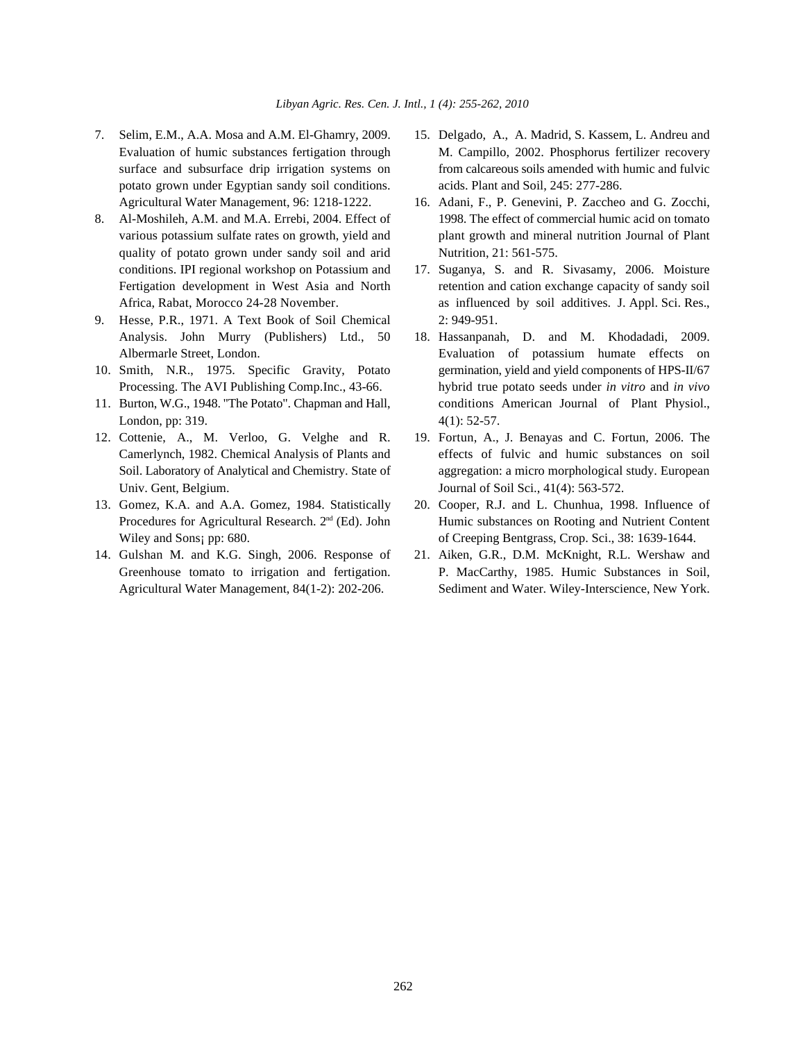7. Selim, E.M., A.A. Mosa and A.M. El-Ghamry, 2009. Evaluation of humic substances fertigation through surface and subsurface drip irrigation systems on potato grown under Egyptian sandy soil conditions. Agricultural Water Management, 96: 1218-1222.
8. Al-Moshileh, A.M. and M.A. Errebi, 2004. Effect of various potassium sulfate rates on growth, yield and quality of potato grown under sandy soil and arid conditions. IPI regional workshop on Potassium and Fertigation development in West Asia and North Africa, Rabat, Morocco 24-28 November.
9. Hesse, P.R., 1971. A Text Book of Soil Chemical Analysis. John Murry (Publishers) Ltd., 50 Albermarle Street, London.
10. Smith, N.R., 1975. Specific Gravity, Potato Processing. The AVI Publishing Comp.Inc., 43-66.
11. Burton, W.G., 1948. "The Potato". Chapman and Hall, London, pp: 319.
12. Cottenie, A., M. Verloo, G. Velghe and R. Camerlynch, 1982. Chemical Analysis of Plants and Soil. Laboratory of Analytical and Chemistry. State of Univ. Gent, Belgium.
13. Gomez, K.A. and A.A. Gomez, 1984. Statistically Procedures for Agricultural Research. 2nd (Ed). John Wiley and Sons¡ pp: 680.
14. Gulshan M. and K.G. Singh, 2006. Response of Greenhouse tomato to irrigation and fertigation. Agricultural Water Management, 84(1-2): 202-206.
15. Delgado, A., A. Madrid, S. Kassem, L. Andreu and M. Campillo, 2002. Phosphorus fertilizer recovery from calcareous soils amended with humic and fulvic acids. Plant and Soil, 245: 277-286.
16. Adani, F., P. Genevini, P. Zaccheo and G. Zocchi, 1998. The effect of commercial humic acid on tomato plant growth and mineral nutrition Journal of Plant Nutrition, 21: 561-575.
17. Suganya, S. and R. Sivasamy, 2006. Moisture retention and cation exchange capacity of sandy soil as influenced by soil additives. J. Appl. Sci. Res., 2: 949-951.
18. Hassanpanah, D. and M. Khodadadi, 2009. Evaluation of potassium humate effects on germination, yield and yield components of HPS-II/67 hybrid true potato seeds under *in vitro* and *in vivo* conditions American Journal of Plant Physiol., 4(1): 52-57.
19. Fortun, A., J. Benayas and C. Fortun, 2006. The effects of fulvic and humic substances on soil aggregation: a micro morphological study. European Journal of Soil Sci., 41(4): 563-572.
20. Cooper, R.J. and L. Chunhua, 1998. Influence of Humic substances on Rooting and Nutrient Content of Creeping Bentgrass, Crop. Sci., 38: 1639-1644.
21. Aiken, G.R., D.M. McKnight, R.L. Wershaw and P. MacCarthy, 1985. Humic Substances in Soil, Sediment and Water. Wiley-Interscience, New York.